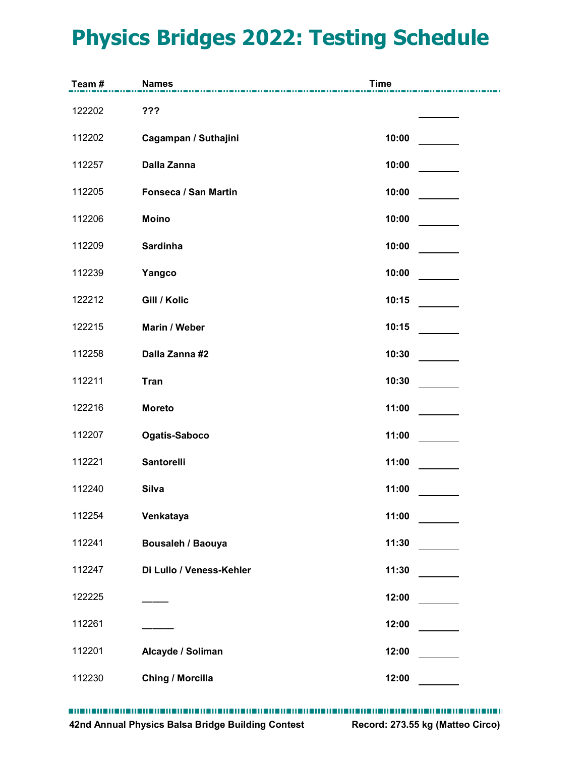# Physics Bridges 2022: Testing Schedule

| Team # | Names | Time | |
|---|---|---|---|
| 122202 | **???** | | ________ |
| 112202 | **Cagampan / Suthajini** | **10:00** | ________ |
| 112257 | **Dalla Zanna** | **10:00** | ________ |
| 112205 | **Fonseca / San Martin** | **10:00** | ________ |
| 112206 | **Moino** | **10:00** | ________ |
| 112209 | **Sardinha** | **10:00** | ________ |
| 112239 | **Yangco** | **10:00** | ________ |
| 122212 | **Gill / Kolic** | **10:15** | ________ |
| 122215 | **Marin / Weber** | **10:15** | ________ |
| 112258 | **Dalla Zanna #2** | **10:30** | ________ |
| 112211 | **Tran** | **10:30** | ________ |
| 122216 | **Moreto** | **11:00** | ________ |
| 112207 | **Ogatis-Saboco** | **11:00** | ________ |
| 112221 | **Santorelli** | **11:00** | ________ |
| 112240 | **Silva** | **11:00** | ________ |
| 112254 | **Venkataya** | **11:00** | ________ |
| 112241 | **Bousaleh / Baouya** | **11:30** | ________ |
| 112247 | **Di Lullo / Veness-Kehler** | **11:30** | ________ |
| 122225 | _____ | **12:00** | ________ |
| 112261 | ______ | **12:00** | ________ |
| 112201 | **Alcayde / Soliman** | **12:00** | ________ |
| 112230 | **Ching / Morcilla** | **12:00** | ________ |

**42nd Annual Physics Balsa Bridge Building Contest** **Record: 273.55 kg (Matteo Circo)**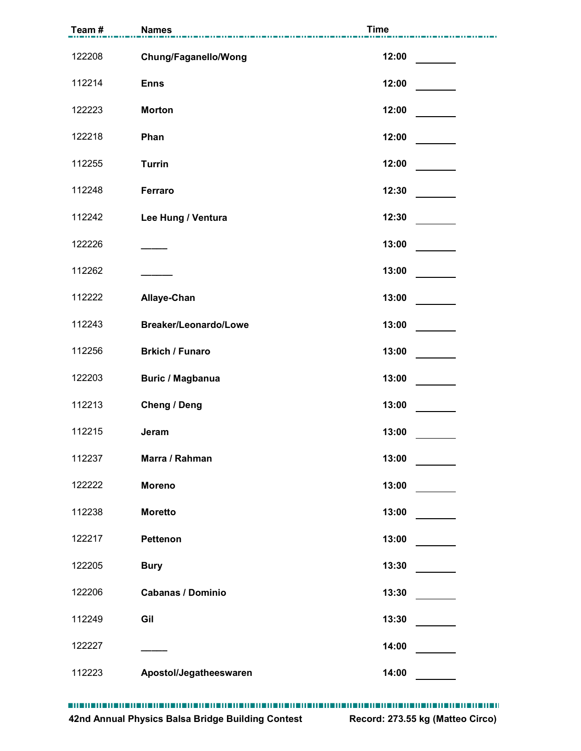| Team # | Names | Time | |
|---|---|---|---|
| 122208 | **Chung/Faganello/Wong** | **12:00** | ________ |
| 112214 | **Enns** | **12:00** | ________ |
| 122223 | **Morton** | **12:00** | ________ |
| 122218 | **Phan** | **12:00** | ________ |
| 112255 | **Turrin** | **12:00** | ________ |
| 112248 | **Ferraro** | **12:30** | ________ |
| 112242 | **Lee Hung / Ventura** | **12:30** | ________ |
| 122226 | _____ | **13:00** | ________ |
| 112262 | ______ | **13:00** | ________ |
| 112222 | **Allaye-Chan** | **13:00** | ________ |
| 112243 | **Breaker/Leonardo/Lowe** | **13:00** | ________ |
| 112256 | **Brkich / Funaro** | **13:00** | ________ |
| 122203 | **Buric / Magbanua** | **13:00** | ________ |
| 112213 | **Cheng / Deng** | **13:00** | ________ |
| 112215 | **Jeram** | **13:00** | ________ |
| 112237 | **Marra / Rahman** | **13:00** | ________ |
| 122222 | **Moreno** | **13:00** | ________ |
| 112238 | **Moretto** | **13:00** | ________ |
| 122217 | **Pettenon** | **13:00** | ________ |
| 122205 | **Bury** | **13:30** | ________ |
| 122206 | **Cabanas / Dominio** | **13:30** | ________ |
| 112249 | **Gil** | **13:30** | ________ |
| 122227 | _____ | **14:00** | ________ |
| 112223 | **Apostol/Jegatheeswaren** | **14:00** | ________ |

**42nd Annual Physics Balsa Bridge Building Contest** **Record: 273.55 kg (Matteo Circo)**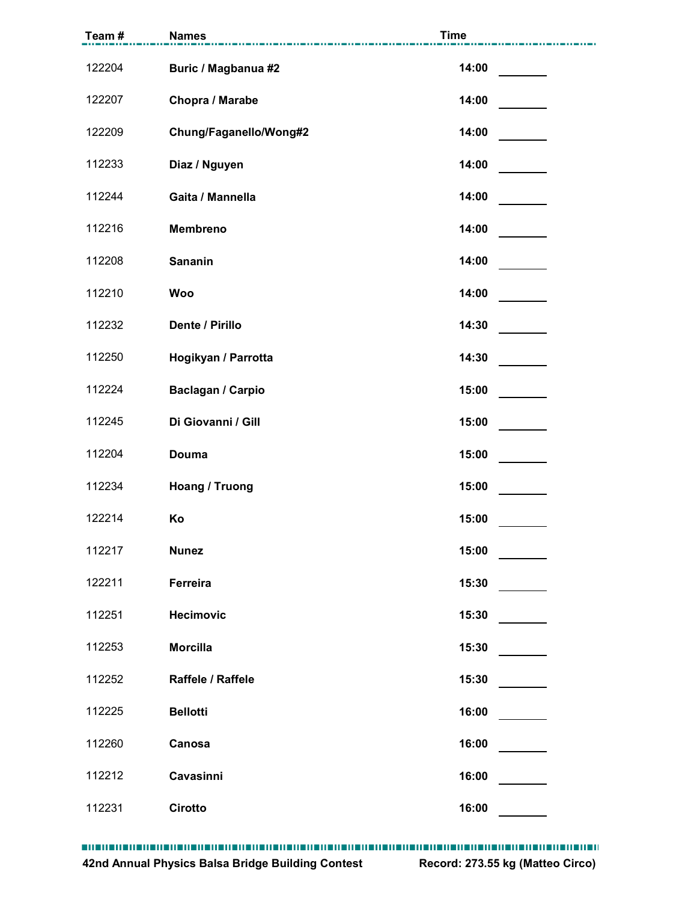| Team # | Names | Time | |
|---|---|---|---|
| 122204 | **Buric / Magbanua #2** | **14:00** | ________ |
| 122207 | **Chopra / Marabe** | **14:00** | ________ |
| 122209 | **Chung/Faganello/Wong#2** | **14:00** | ________ |
| 112233 | **Diaz / Nguyen** | **14:00** | ________ |
| 112244 | **Gaita / Mannella** | **14:00** | ________ |
| 112216 | **Membreno** | **14:00** | ________ |
| 112208 | **Sananin** | **14:00** | ________ |
| 112210 | **Woo** | **14:00** | ________ |
| 112232 | **Dente / Pirillo** | **14:30** | ________ |
| 112250 | **Hogikyan / Parrotta** | **14:30** | ________ |
| 112224 | **Baclagan / Carpio** | **15:00** | ________ |
| 112245 | **Di Giovanni / Gill** | **15:00** | ________ |
| 112204 | **Douma** | **15:00** | ________ |
| 112234 | **Hoang / Truong** | **15:00** | ________ |
| 122214 | **Ko** | **15:00** | ________ |
| 112217 | **Nunez** | **15:00** | ________ |
| 122211 | **Ferreira** | **15:30** | ________ |
| 112251 | **Hecimovic** | **15:30** | ________ |
| 112253 | **Morcilla** | **15:30** | ________ |
| 112252 | **Raffele / Raffele** | **15:30** | ________ |
| 112225 | **Bellotti** | **16:00** | ________ |
| 112260 | **Canosa** | **16:00** | ________ |
| 112212 | **Cavasinni** | **16:00** | ________ |
| 112231 | **Cirotto** | **16:00** | ________ |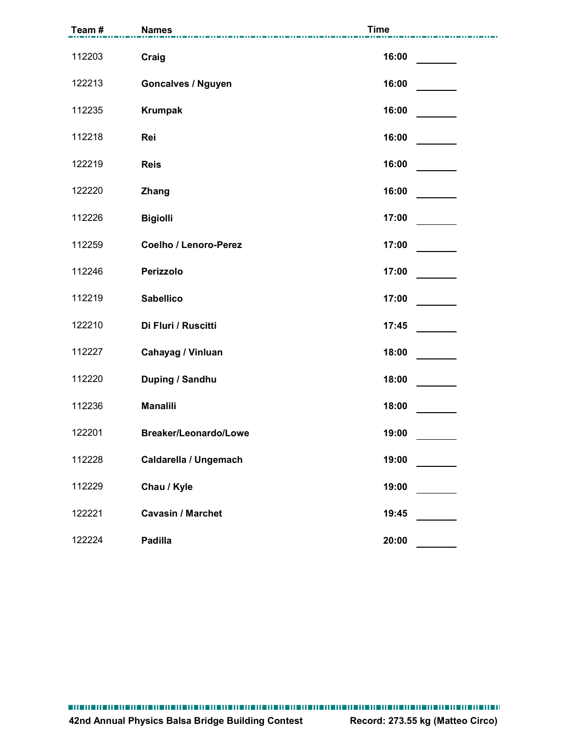| Team # | Names | Time | |
|---|---|---|---|
| 112203 | **Craig** | **16:00** | |
| 122213 | **Goncalves / Nguyen** | **16:00** | |
| 112235 | **Krumpak** | **16:00** | |
| 112218 | **Rei** | **16:00** | |
| 122219 | **Reis** | **16:00** | |
| 122220 | **Zhang** | **16:00** | |
| 112226 | **Bigiolli** | **17:00** | |
| 112259 | **Coelho / Lenoro-Perez** | **17:00** | |
| 112246 | **Perizzolo** | **17:00** | |
| 112219 | **Sabellico** | **17:00** | |
| 122210 | **Di Fluri / Ruscitti** | **17:45** | |
| 112227 | **Cahayag / Vinluan** | **18:00** | |
| 112220 | **Duping / Sandhu** | **18:00** | |
| 112236 | **Manalili** | **18:00** | |
| 122201 | **Breaker/Leonardo/Lowe** | **19:00** | |
| 112228 | **Caldarella / Ungemach** | **19:00** | |
| 112229 | **Chau / Kyle** | **19:00** | |
| 122221 | **Cavasin / Marchet** | **19:45** | |
| 122224 | **Padilla** | **20:00** | |